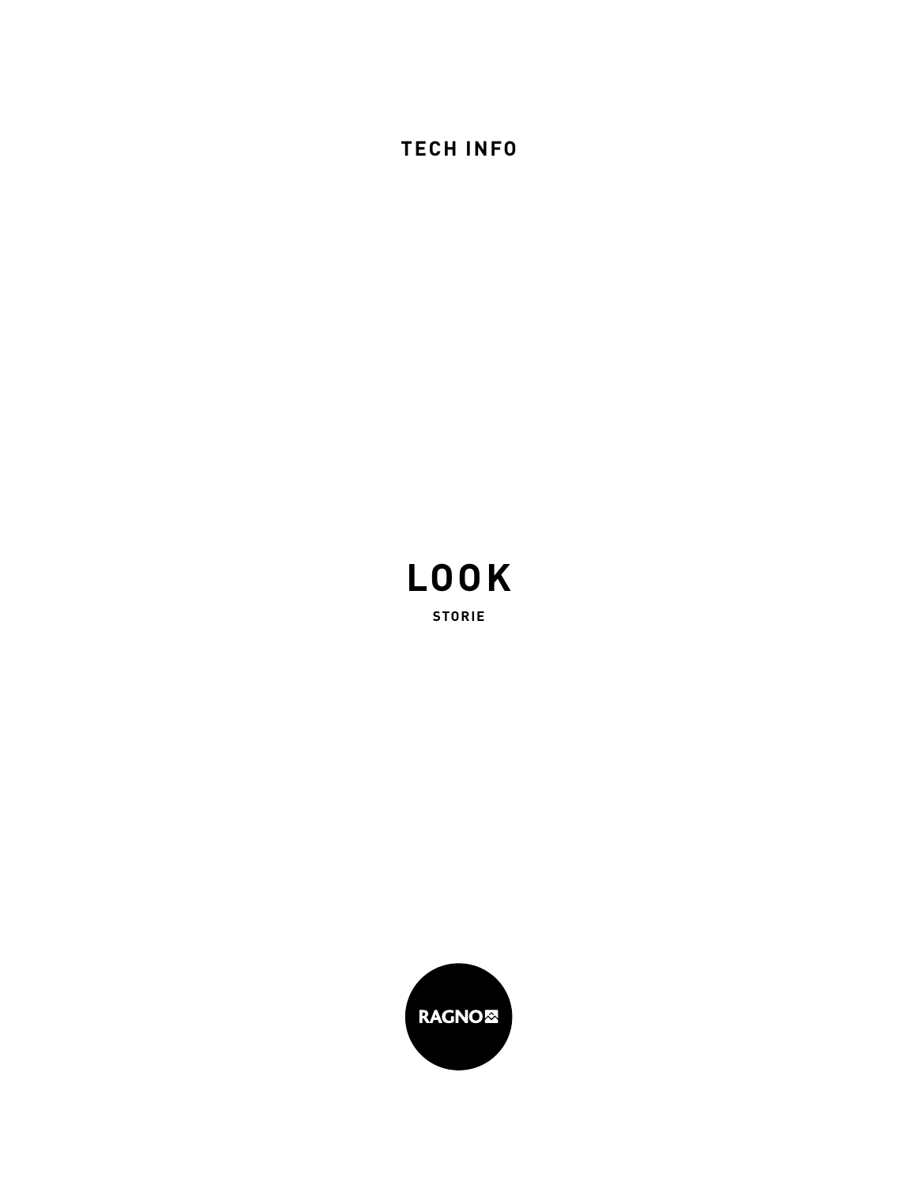TECH INFO

# LOOK

STORIE

RAGNO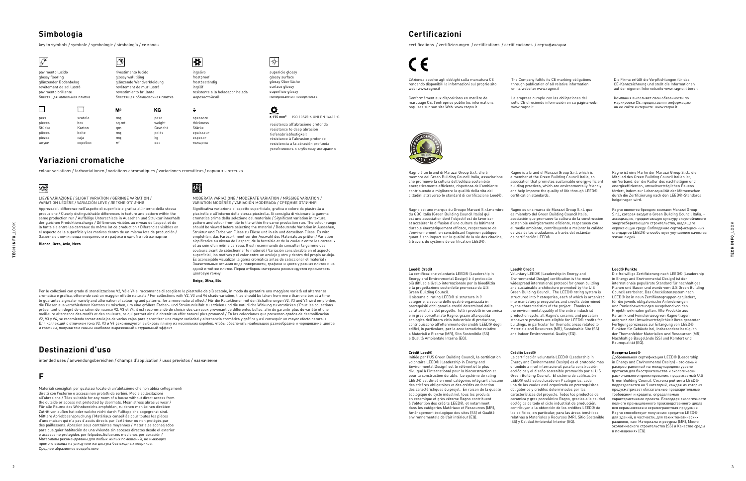## Simbologia

key to symbols / symbole / symbologie / simbología / символы

pavimento lucido
glossy flooring
glänzender Bodenbelag
revêtement de sol lustré
pavimento brillante
блестящая напольная плитка

rivestimento lucido
glossy wall tiling
glänzende Wandverkleidung
revêtement de mur lustré
revestimiento brillante
блестящая облицовочная плитка

ingelivo
frostproof
frostbeständig
ingélif
resistente a la heladapor helada
морозостойкий

superficie glossy
glossy surface
glossy Oberfläche
surface glossy
superficie glossy
полированная поверхность

pezzi
pieces
Stücke
pièces
piezas
штуки

scatole
box
Karton
boîte
caja
коробки

**M²**
mq
sq.mt.
qm
mq
mq
м²

**KG**
peso
weight
Gewicht
poids
kg
вес

spessore
thickness
Stärke
epaisseur
espesor
толщина

≤ 175 mm³ ISO 10545-6 UNI EN 14411-G
resistenza all'abrasione profonda
resistance to deep abrasion
tiefenabriebfestigkeit
résistance à l'abrasion profonde
resistencia a la abrasión profunda
устойчивость к глубокому истиранию

## Variazioni cromatiche

colour variations / farbvariationen / variations chromatiques / variaciones cromáticas / варианты оттенка

LIEVE VARIAZIONE / SLIGHT VARIATION / GERINGE VARIATION / VARIATION LÉGÈRE / VARIACIÓN LEVE / ЛЕГКИЕ ОТЛИЧИЯ

Apprezzabili differenze nell'aspetto di superficie e grafica all'interno della stessa produzione / Clearly distinguishable differences in texture and pattern within the same production run / Auffällige Unterschiede in Aussehen und Struktur innerhalb der gleichen Produktionscharge / Différences visibles au niveau de l'aspect et de la fantaisie entre les carreaux du même lot de production / Diferencias visibles en el aspecto de la superficie y los motivos dentro de un mismo lote de producción / Заметные отличия вида поверхности и графики в одной и той же партии

**Bianco, Ocra, Avio, Nero**

MODERATA VARIAZIONE / MODERATE VARIATION / MÄSSIGE VARIATION / VARIATION MODÉRÉE / VARIACIÓN MODERADA / СРЕДНИЕ ОТЛИЧИЯ

Significativa variazione di aspetto superficiale, grafica e colore da piastrella a piastrella e all'interno della stessa piastrella. Si consiglia di visionare la gamma cromatica prima della selezione del materiale / Significant variation in texture, pattern and colour from tile to tile within the same production run. The colour range should be viewed before selecting the material / Bedeutende Variation in Aussehen, Struktur und Farbe von Fliese zu Fliese und in ein und derselben Fliese. Es wird empfohlen, das Farbsortiment vor der Auswahl des Materials zu prüfen / Variation significative au niveau de l'aspect, de la fantaisie et de la couleur entre les carreaux et au sein d'un même carreau. Il est recommandé de consulter la gamme des couleurs avant de sélectionner le matériel / Variación considerable en el aspecto superficial, los motivos y el color entre un azulejo y otro y dentro del propio azulejo. Es aconsejable visualizar la gama cromática antes de seleccionar el material / Значительные отличия вида поверхности, графики и цвета у разных плиток и на одной и той же плитке. Перед отбором материала рекомендуется просмотреть цветовую гамму

**Beige, Oliva, Blu**

Per le collezioni con grado di stonalizzazione V2, V3 e V4 si raccomanda di scegliere le piastrelle da più scatole, in modo da garantire una maggiore varietà ed alternanza cromatica e grafica, ottenendo così un maggior effetto naturale / For collections with V2, V3 and V4 shade variation, tiles should be taken from more than one box at a time to guarantee a greater variety and alternation of colouring and patterns, for a more natural effect / Für die Kollektionen mit den Schattierungen V2, V3 und V4 wird empfohlen, die Fliesen aus verschiedenen Kartons zu mischen, um eine größere Farben- und Strukturvielfalt zu erzielen und die natürliche Wirkung zu verstärken / Pour les collections présentant un degré de variation de nuance V2, V3 et V4, il est recommandé de choisir des carreaux provenant de différentes boîtes, afin de garantir plus de variété et une meilleure alternance des motifs et des couleurs, ce qui permet ainsi d'obtenir un effet naturel plus prononcé / En las colecciones que presenten grados de desfonalización V2, V3 y V4, se recomienda tomar azulejos de varias cajas para garantizar una mayor variedad y alternancia cromática y gráfica y así conseguir un mayor efecto natural / Для коллекций с отличием тона V2, V3 и V4 рекомендуется выбирать плитку из нескольких коробок, чтобы обеспечить наибольшее разнообразие и чередование цветов и графики, получая тем самым наиболее выраженный натуральный эффект

## Destinazioni d'uso

intended uses / anwendungsbereichen / champs d'application / usos previstos / назначение

## F

Materiali consigliati per qualsiasi locale di un'abitazione che non abbia collegamenti diretti con l'esterno o accessi non protetti da zerbini. Medie sollecitazioni all'abrasione / Tiles suitable for any room of a house without direct access from the outside or access not protected by doormats. Mean stress abrasive wear / Für alle Räume des Wohnbereichs empfohlen, zu denen man keinen direkten Zutritt von außen hat oder welche nicht durch Fußteppiche abgegrenzt sind. Mittlere Abriebbeanspruchung / Matériaux conseillés pour toutes les pièces d'une maison qui n'a pas d'accès directs par l'extérieur ou non protégés par des paillassons. Abrasion sous contraintes moyennes / Materiales aconsejados para cualquier habitación de una vivienda sin accesos directos desde el exterior o accesos no protegidos por felpudos.Esfuerzos medianos por abrasión / Материалы рекомендованы для любых жилых помещений, не имеющих прямого выхода на улицу или же доступа без входных ковриков. Среднее абразивное воздействие

## Certificazioni

certifications / zertifizierungen / certifications / certificaciones / сертификации

L'Azienda assolve agli obblighi sulla marcatura CE rendendo disponibili le informazioni sul proprio sito web: www.ragno.it

Conformément aux dispositions en matière de marquage CE, l'entreprise publie les informations requises sur son site Web: www.ragno.it

The Company fulfils its CE marking obligations through publication of all relative information on its website: www.ragno.it

La empresa cumple con las obligaciones del sello CE ofreciendo información en su página web: www.ragno.it

Die Firma erfüllt die Verpflichtungen für das CE-Kennzeichnung und stellt die Informationen auf der eigenen Internetseite www.ragno.it bereit

Компания выполняет свои обязанности по маркировке CE, предоставляя информацию на ее сайте интернете: www.ragno.it

Ragno è un brand di Marazzi Group S.r.l. che è membro del Green Building Council Italia, associazione che promuove la cultura dell'edilizia sostenibile energeticamente efficiente, rispettosa dell'ambiente contribuendo a migliorare la qualità della vita dei cittadini attraverso lo standard di certificazione Leed®.

Ragno est une marque du Groupe Marazzi S.r.l.membre du GBC Italia (Green Building Council Italia) qui est une association dont l'objectif est de favoriser et accélérer la diffusion d'une culture du bâtiment durable énergétiquement efficace, respectueuse de l'environnement, en sensibilisant l'opinion publique quant à son impact sur la qualité de la vie des citadins, à travers du système de certification LEED®.

Ragno is a brand of Marazzi Group S.r.l. which is a member of the Green Building Council Italia, an association that promotes sustainable energy-efficient building practices, which are environmentally friendly and help improve the quality of life through LEED® certification standards.

Ragno es una marca de Marazzi Group S.r.l. que es miembro del Green Building Council Italia, asociación que promueve la cultura de la construcción sostenible energicamente eficiente, respetuosa con el medio ambiente, contribuyendo a mejorar la calidad de vida de los ciudadanos a través del estándar de certificación LEED®.

Ragno ist eine Marke der Marazzi Group S.r.l., die Mitglied des Green Building Council Italien ist, ein Verband, der die Kultur des nachhaltigen und energieeffizienten, umweltverträglichen Bauens fördert, indem zur Lebensqualität der Mitmenschen durch die Zertifizierung nach den LEED®-Standards beigetragen wird.

Ragno является брендом компании Marazzi Group S.r.l., которая входит в Green Building Council Italia, - ассоциацию, продвигающую культуру экоустойчивого энергосберегающего строительства, щадящего окружающую среду. Соблюдение сертификационных стандартов LEED® способствует улучшению качества жизни людей.

**Leed® Credit**
La certificazione volontaria LEED® (Leadership in Energy and Environmental Design) è il protocollo più diffuso a livello internazionale per la bioedilizia e la progettazione sostenibile promosso da U.S Green Building Council.
Il sistema di rating LEED® si struttura in 9 categorie, ciascuna delle quali è organizzata in prerequisiti obbligatori e crediti determinati dalle caratteristiche del progetto. Tutti i prodotti in ceramica e in gres porcellanato Ragno, grazie alla qualità ecologica dell'intero ciclo industriale di produzione, contribuiscono all'ottenimento dei crediti LEED® degli edifici, in particolare, per le aree tematiche relative a Materiali e Risorse (MR), Sito Sostenibile (SS) e Qualità Ambientale Interna (EQ).

**Leed® Credit**
Voluntary LEED® (Leadership in Energy and Environmental Design) certification is the most widespread international protocol for green building and sustainable architecture promoted by the U.S Green Building Council. The LEED® rating system is structured into 9 categories, each of which is organized into mandatory prerequisites and credits determined by the characteristics of the project. Thanks to the environmental quality of the entire industrial production cycle, all Ragno's ceramic and porcelain stoneware products are eligible for LEED® credits for buildings, in particular for thematic areas related to Materials and Resources (MR), Sustainable Site (SS) and Indoor Environmental Quality (EQ).

**Leed® Punkte**
Die freiwillige Zertifizierung nach LEED® (Leadership in Energy and Environmental Design) ist der internationale populärste Standard für nachhaltiges Planen und Bauen und wurde vom U.S Green Building Council erarbeitet. Das Checklistensystem nach LEED® ist in neun Zertifikategruppen gegliedert, für die jeweils obligatorische Anforderungen und Punktebewertungen ausgehend von den Projektmerkmalen gelten. Alle Produkte aus Keramik und Feinsteinzeug von Ragno tragen aufgrund der Umweltverträglichkeit ihres gesamten Fertigungsprozesses zur Erlangung von LEED® Punkten für Gebäude bei, insbesondere bezüglich der Themenfelder Materialien und Ressourcen (MR), Nachhaltige Baugelände (SS) und Komfort und Raumqualität (EQ).

**Crédit Leed®**
Initiée par l'US Green Building Council, la certification volontaire LEED® (Leadership in Energy and Environmental Design) est le référentiel le plus divulgué à l'international pour la bioconstruction et pour la construction durable. Le système de rating LEED® est divisé en neuf catégories intégrant chacune des critères obligatoires et des crédits en fonction des caractéristiques du projet. En raison de la qualité écologique du cycle industriel, tous les produits en céramique et grès cérame Ragno contribuent à l'obtention des crédits LEED®, et notamment dans les catégories Matériaux et Ressources (MR), Aménagement écologique des sites (SS) et Qualité environnementale de l'air intérieur (EQ).

**Crédito Leed®**
La certificación voluntaria LEED® (Leadership in Energy and Environmental Design) es el protocolo más difundido a nivel internacional para la construcción ecológica y el diseño sostenible promovido por el U.S Green Building Council. El sistema de calificación LEED® está estructurado en 9 categorías, cada una de las cuales está organizada en prerrequisitos obligatorios y créditos determinados por las características del proyecto. Todos los productos de cerámica y gres porcelánico Ragno, gracias a la calidad ecológica de todo el ciclo industrial de producción, contribuyen a la obtención de los créditos LEED® de los edificios, en particular, para las áreas temáticas relativas a Materiales y Recursos (MR), Sitio Sostenible (SS) y Calidad Ambiental Interior (EQ).

**Кредиты Leed®**
Добровольная сертификация LEED® (Leadership in Energy and Environmental Design) - это самый распространенный на международном уровне протокол для биостроительства и экологически рационального проектирования, продвигаемый U.S Green Building Council. Система рейтинга LEED® подразделяется на 9 категорий, каждая из которых предусматривает обязательные предварительные требования и кредиты, определяемые характеристиками проекта. Благодаря экологичности полного промышленного производственного цикла вся керамическая и керамогранитная продукция Ragno способствует получению кредитов LEED® для зданий, в частности, для таких тематических разделов, как: Материалы и ресурсы (MR), Место экологического строительства (SS) и Качество среды в помещениях (EQ).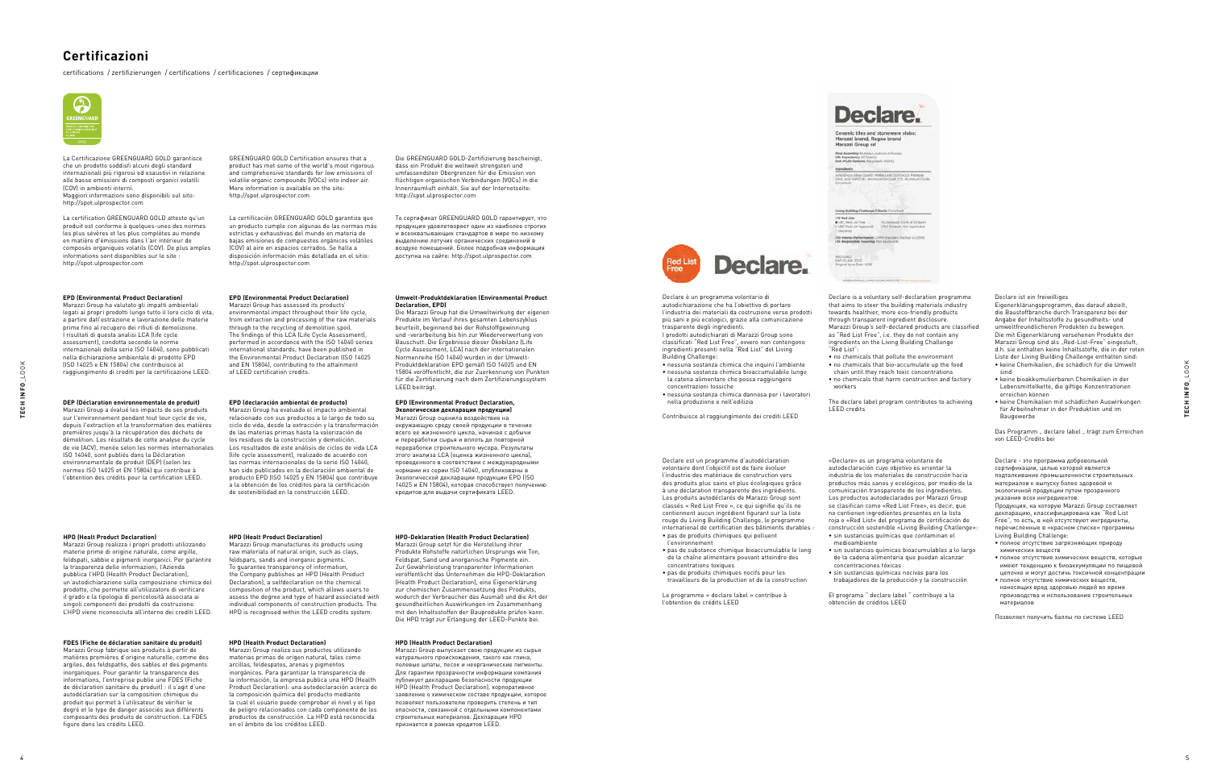# Certificazioni

certifications / zertifizierungen / certifications / certificaciones / сертификации

La Certificazione GREENGUARD GOLD garantisce che un prodotto soddisfi alcuni degli standard internazionali più rigorosi ed esaustivi in relazione alle basse emissioni di composti organici volatili (COV) in ambienti interni.
Maggiori informazioni sono disponibili sul sito: http://spot.ulprospector.com

GREENGUARD GOLD Certification ensures that a product has met some of the world's most rigorous and comprehensive standards for low emissions of volatile organic compounds (VOCs) into indoor air. More information is available on the site: http://spot.ulprospector.com

Die GREENGUARD GOLD-Zertifizierung bescheinigt, dass ein Produkt die weltweit strengsten und umfassendsten Obergrenzen für die Emission von flüchtigen organischen Verbindungen (VOCs) in die Innenraumluft einhält. Sie auf der Internetseite: http://spot.ulprospector.com

La certification GREENGUARD GOLD atteste qu'un produit est conforme à quelques-unes des normes les plus sévères et les plus complètes au monde en matière d'émissions dans l'air intérieur de composés organiques volatils (COV). De plus amples informations sont disponibles sur le site : http://spot.ulprospector.com

La certificación GREENGUARD GOLD garantiza que un producto cumple con algunas de las normas más estrictas y exhaustivas del mundo en materia de bajas emisiones de compuestos orgánicos volátiles (COV) al aire en espacios cerrados. Se halla a disposición información más detallada en el sitio: http://spot.ulprospector.com

То сертификат GREENGUARD GOLD гарантирует, что продукция удовлетворяет один из наиболее строгих и всеохватывающих стандартов в мире по низкому выделению летучих органических соединений в воздухе помещений. Более подробная информация доступна на сайте: http://spot.ulprospector.com

**EPD (Environmental Product Declaration)**
Marazzi Group ha valutato gli impatti ambientali legati ai propri prodotti lungo tutto il loro ciclo di vita, a partire dall'estrazione e lavorazione delle materie prime fino al recupero dei rifiuti di demolizione. I risultati di questa analisi LCA (life cycle assessment), condotta secondo le norme internazionali della serie ISO 14040, sono pubblicati nella dichiarazione ambientale di prodotto EPD (ISO 14025 e EN 15804) che contribuisce al raggiungimento di crediti per la certificazione LEED.

**EPD (Environmental Product Declaration)**
Marazzi Group has assessed its products' environmental impact throughout their life cycle, from extraction and processing of the raw materials through to the recycling of demolition spoil. The findings of this LCA (Life Cycle Assessment), performed in accordance with the ISO 14040 series international standards, have been published in the Environmental Product Declaration EPD (ISO 14025 and EN 15804), contributing to the attainment of LEED certification credits.

**Umwelt-Produktdeklaration (Environmental Product Declaration, EPD)**
Die Marazzi Group hat die Umweltwirkung der eigenen Produkte im Verlauf ihres gesamten Lebenszyklus beurteilt, beginnend bei der Rohstoffgewinnung und -verarbeitung bis hin zur Wiederverwertung von Bauschutt. Die Ergebnisse dieser Ökobilanz (Life Cycle Assessment, LCA) nach der internationalen Normenreihe ISO 14040 wurden in der Umwelt-Produktdeklaration EPD gemäß ISO 14025 und EN 15804 veröffentlicht, die zur Zuerkennung von Punkten für die Zertifizierung nach dem Zertifizierungssystem LEED beiträgt.

**DEP (Déclaration environnementale de produit)**
Marazzi Group a évalué les impacts de ses produits sur l'environnement pendant tout leur cycle de vie, depuis l'extraction et la transformation des matières premières jusqu'à la récupération des déchets de démolition. Les résultats de cette analyse du cycle de vie (ACV), menée selon les normes internationales ISO 14040, sont publiés dans la Déclaration environnementale de produit (DEP) (selon les normes ISO 14025 et EN 15804) qui contribue à l'obtention des crédits pour la certification LEED.

**EPD (declaración ambiental de producto)**
Marazzi Group ha evaluado el impacto ambiental relacionado con sus productos a lo largo de todo su ciclo de vida, desde la extracción y la transformación de las materias primas hasta la valorización de los residuos de la construcción y demolición. Los resultados de este análisis de ciclos de vida LCA (life cycle assessment), realizado de acuerdo con las normas internacionales de la serie ISO 14040, han sido publicados en la declaración ambiental de producto EPD (ISO 14025 y EN 15804) que contribuye a la obtención de los créditos para la certificación de sostenibilidad en la construcción LEED.

**EPD (Environmental Product Declaration, Экологическая декларация продукции)**
Marazzi Group оценила воздействие на окружающую среду своей продукции в течение всего ее жизненного цикла, начиная с добычи и переработки сырья и вплоть до повторной переработки строительного мусора. Результаты этого анализа LCA (оценка жизненного цикла), проведенного в соответствии с международными нормами из серии ISO 14040, опубликованы в Экологической декларации продукции EPD (ISO 14025 и EN 15804), которая способствует получению кредитов для выдачи сертификата LEED.

**HPD (Healt Product Declaration)**
Marazzi Group realizza i propri prodotti utilizzando materie prime di origine naturale, come argille, feldspati, sabbie e pigmenti inorganici. Per garantire la trasparenza delle informazioni, l'Azienda pubblica l'HPD (Health Product Declaration), un'autodichiarazione sulla composizione chimica del prodotto, che permette all'utilizzatore di verificare il grado e la tipologia di pericolosità associata ai singoli componenti dei prodotti da costruzione. L'HPD viene riconosciuta all'interno dei crediti LEED.

**HPD (Healt Product Declaration)**
Marazzi Group manufactures its products using raw materials of natural origin, such as clays, feldspars, sands and inorganic pigments. To guarantee transparency of information, the Company publishes an HPD (Health Product Declaration), a selfdeclaration on the chemical composition of the product, which allows users to assess the degree and type of hazard associated with individual components of construction products. The HPD is recognised within the LEED credits system.

**HPD-Deklaration (Health Product Declaration)**
Marazzi Group setzt für die Herstellung ihrer Produkte Rohstoffe natürlichen Ursprungs wie Ton, Feldspat, Sand und anorganische Pigmente ein. Zur Gewährleistung transparenter Informationen veröffentlicht das Unternehmen die HPD-Deklaration (Health Product Declaration), eine Eigenerklärung zur chemischen Zusammensetzung des Produkts, wodurch der Verbraucher das Ausmaß und die Art der gesundheitlichen Auswirkungen im Zusammenhang mit den Inhaltsstoffen der Bauprodukte prüfen kann. Die HPD trägt zur Erlangung der LEED-Punkte bei.

**FDES (Fiche de déclaration sanitaire du produit)**
Marazzi Group fabrique ses produits à partir de matières premières d'origine naturelle, comme des argiles, des feldspaths, des sables et des pigments inorganiques. Pour garantir la transparence des informations, l'entreprise publie une FDES (Fiche de déclaration sanitaire du produit) : il s'agit d'une autodéclaration sur la composition chimique du produit qui permet à l'utilisateur de vérifier le degré et le type de danger associés aux différents composants des produits de construction. La FDES figure dans les crédits LEED.

**HPD (Health Product Declaration)**
Marazzi Group realiza sus productos utilizando materias primas de origen natural, tales como arcillas, feldespatos, arenas y pigmentos inorgánicos. Para garantizar la transparencia de la información, la empresa publica una HPD (Health Product Declaration), una autodeclaración acerca de la composición química del producto mediante la cual el usuario puede comprobar el nivel y el tipo de peligro relacionado con cada componente de los productos de construcción. La HPD está reconocida en el ámbito de los créditos LEED.

**HPD (Health Product Declaration)**
Marazzi Group выпускает свою продукцию из сырья натурального происхождения, такого как глина, полевые шпаты, песок и неорганические пигменты. Для гарантии прозрачности информации компания публикует декларацию безопасности продукции HPD (Health Product Declaration), корпоративное заявление о химическом составе продукции, которое позволяет пользователю проверить степень и тип опасности, связанной с отдельными компонентами строительных материалов. Декларация HPD признается в рамках кредитов LEED.

Declare è un programma volontario di autodichiarazione che ha l'obiettivo di portare l'industria dei materiali da costruzione verso prodotti più sani e più ecologici, grazie alla comunicazione trasparente degli ingredienti.
I prodotti autodichiarati di Marazzi Group sono classificati "Red List Free", ovvero non contengono ingredienti presenti nella "Red List" del Living Building Challenge:
- nessuna sostanza chimica che inquini l'ambiente
- nessuna sostanza chimica bioaccumulabile lungo la catena alimentare che possa raggiungere concentrazioni tossiche
- nessuna sostanza chimica dannosa per i lavoratori nella produzione e nell'edilizia

Contribuisce al raggiungimento dei crediti LEED

Declare is a voluntary self-declaration programme that aims to steer the building materials industry towards healthier, more eco-friendly products through transparent ingredient disclosure. Marazzi Group's self-declared products are classified as "Red List Free", i.e. they do not contain any ingredients on the Living Building Challenge "Red List":
- no chemicals that pollute the environment
- no chemicals that bio-accumulate up the food chain until they reach toxic concentrations
- no chemicals that harm construction and factory workers

The declare label program contributes to achieving LEED credits

Declare ist ein freiwilliges Eigenerklärungsprogramm, das darauf abzielt, die Baustoffbranche durch Transparenz bei der Angabe der Inhaltsstoffe zu gesundheits- und umweltfreundlicheren Produkten zu bewegen. Die mit Eigenerklärung versehenen Produkte der Marazzi Group sind als „Red-List-Free" eingestuft, d.h. sie enthalten keine Inhaltsstoffe, die in der roten Liste der Living Building Challenge enthalten sind:
- keine Chemikalien, die schädlich für die Umwelt sind
- keine bioakkumulierbaren Chemikalien in der Lebensmittelkette, die giftige Konzentrationen erreichen können
- keine Chemikalien mit schädlichen Auswirkungen für Arbeitnehmer in der Produktion und im Baugewerbe

Das Programm „ declare label „ trägt zum Erreichen von LEED-Credits bei

Declare est un programme d'autodéclaration volontaire dont l'objectif est de faire évoluer l'industrie des matériaux de construction vers des produits plus sains et plus écologiques grâce à une déclaration transparente des ingrédients. Les produits autodéclarés de Marazzi Group sont classés « Red List Free », ce qui signifie qu'ils ne contiennent aucun ingrédient figurant sur la liste rouge du Living Building Challenge, le programme international de certification des bâtiments durables :
- pas de produits chimiques qui polluent l'environnement
- pas de substance chimique bioaccumulable le long de la chaîne alimentaire pouvant atteindre des concentrations toxiques
- pas de produits chimiques nocifs pour les travailleurs de la production et de la construction

Le programme « declare label » contribue à l'obtention de crédits LEED

«Declare» es un programa voluntario de autodeclaración cuyo objetivo es orientar la industria de los materiales de construcción hacia productos más sanos y ecológicos, por medio de la comunicación transparente de los ingredientes. Los productos autodeclarados por Marazzi Group se clasifican como «Red List Free», es decir, que no contienen ingredientes presentes en la lista roja o «Red List» del programa de certificación de construcción sostenible «Living Building Challenge»:
- sin sustancias químicas que contaminan el medioambiente
- sin sustancias químicas bioacumulables a lo largo de la cadena alimentaria que puedan alcanzar concentraciones tóxicas
- sin sustancias químicas nocivas para los trabajadores de la producción y la construcción

El programa " declare label " contribuye a la obtención de créditos LEED

Declare - это программа добровольной сертификации, целью которой является подталкивание промышленности строительных материалов к выпуску более здоровой и экологичной продукции путем прозрачного указания всех ингредиентов.
Продукция, на которую Marazzi Group составляет декларацию, классифицирована как "Red List Free", то есть, в ней отсутствуют ингредиенты, перечисленные в «красном списке» программы Living Building Challenge:
- полное отсутствие загрязняющих природу химических веществ
- полное отсутствие химических веществ, которые имеют тенденцию к биоаккумуляции по пищевой цепочке и могут достичь токсичной концентрации
- полное отсутствие химических веществ, наносящих вред здоровью людей во время производства и использования строительных материалов

Позволяет получить баллы по системе LEED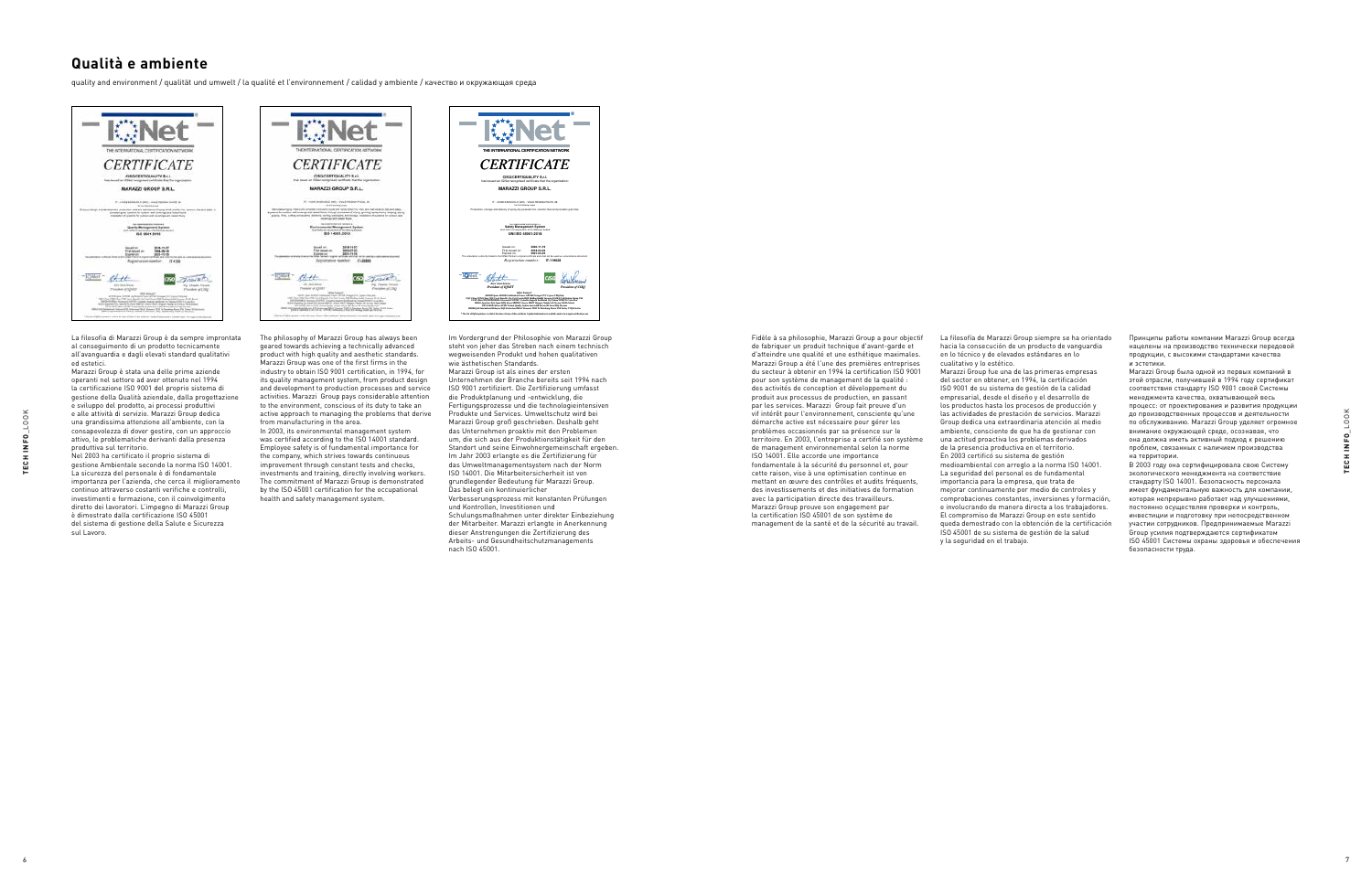# Qualità e ambiente

quality and environment / qualität und umwelt / la qualité et l'environnement / calidad y ambiente / качество и окружающая среда

La filosofia di Marazzi Group è da sempre improntata al conseguimento di un prodotto tecnicamente all'avanguardia e dagli elevati standard qualitativi ed estetici.
Marazzi Group è stata una delle prime aziende operanti nel settore ad aver ottenuto nel 1994 la certificazione ISO 9001 del proprio sistema di gestione della Qualità aziendale, dalla progettazione e sviluppo del prodotto, ai processi produttivi e alle attività di servizio. Marazzi Group dedica una grandissima attenzione all'ambiente, con la consapevolezza di dover gestire, con un approccio attivo, le problematiche derivanti dalla presenza produttiva sul territorio.
Nel 2003 ha certificato il proprio sistema di gestione Ambientale secondo la norma ISO 14001. La sicurezza del personale è di fondamentale importanza per l'azienda, che cerca il miglioramento continuo attraverso costanti verifiche e controlli, investimenti e formazione, con il coinvolgimento diretto dei lavoratori. L'impegno di Marazzi Group è dimostrato dalla certificazione ISO 45001 del sistema di gestione della Salute e Sicurezza sul Lavoro.

The philosophy of Marazzi Group has always been geared towards achieving a technically advanced product with high quality and aesthetic standards. Marazzi Group was one of the first firms in the industry to obtain ISO 9001 certification, in 1994, for its quality management system, from product design and development to production processes and service activities. Marazzi Group pays considerable attention to the environment, conscious of its duty to take an active approach to managing the problems that derive from manufacturing in the area.
In 2003, its environmental management system was certified according to the ISO 14001 standard. Employee safety is of fundamental importance for the company, which strives towards continuous improvement through constant tests and checks, investments and training, directly involving workers. The commitment of Marazzi Group is demonstrated by the ISO 45001 certification for the occupational health and safety management system.

Im Vordergrund der Philosophie von Marazzi Group steht von jeher das Streben nach einem technisch wegweisenden Produkt und hohen qualitativen wie ästhetischen Standards.
Marazzi Group ist als eines der ersten Unternehmen der Branche bereits seit 1994 nach ISO 9001 zertifiziert. Die Zertifizierung umfasst die Produktplanung und -entwicklung, die Fertigungsprozesse und die technologieintensiven Produkte und Services. Umweltschutz wird bei Marazzi Group groß geschrieben. Deshalb geht das Unternehmen proaktiv mit den Problemen um, die sich aus der Produktionstätigkeit für den Standort und seine Einwohnergemeinschaft ergeben. Im Jahr 2003 erlangte es die Zertifizierung für das Umweltmanagementsystem nach der Norm ISO 14001. Die Mitarbeitersicherheit ist von grundlegender Bedeutung für Marazzi Group. Das belegt ein kontinuierlicher Verbesserungsprozess mit konstanten Prüfungen und Kontrollen, Investitionen und Schulungsmaßnahmen unter direkter Einbeziehung der Mitarbeiter. Marazzi erlangte in Anerkennung dieser Anstrengungen die Zertifizierung des Arbeits- und Gesundheitsschutzmanagements nach ISO 45001.

Fidèle à sa philosophie, Marazzi Group a pour objectif de fabriquer un produit technique d'avant-garde et d'atteindre une qualité et une esthétique maximales. Marazzi Group a été l'une des premières entreprises du secteur à obtenir en 1994 la certification ISO 9001 pour son système de management de la qualité : des activités de conception et développement du produit aux processus de production, en passant par les services. Marazzi Group fait preuve d'un vif intérêt pour l'environnement, consciente qu'une démarche active est nécessaire pour gérer les problèmes occasionnés par sa présence sur le territoire. En 2003, l'entreprise a certifié son système de management environnemental selon la norme ISO 14001. Elle accorde une importance fondamentale à la sécurité du personnel et, pour cette raison, vise à une optimisation continue en mettant en œuvre des contrôles et audits fréquents, des investissements et des initiatives de formation avec la participation directe des travailleurs. Marazzi Group prouve son engagement par la certification ISO 45001 de son système de management de la santé et de la sécurité au travail.

La filosofía de Marazzi Group siempre se ha orientado hacia la consecución de un producto de vanguardia en lo técnico y de elevados estándares en lo cualitativo y lo estético.
Marazzi Group fue una de las primeras empresas del sector en obtener, en 1994, la certificación ISO 9001 de su sistema de gestión de la calidad empresarial, desde el diseño y el desarrollo de los productos hasta los procesos de producción y las actividades de prestación de servicios. Marazzi Group dedica una extraordinaria atención al medio ambiente, consciente de que ha de gestionar con una actitud proactiva los problemas derivados de la presencia productiva en el territorio.
En 2003 certificó su sistema de gestión medioambiental con arreglo a la norma ISO 14001. La seguridad del personal es de fundamental importancia para la empresa, que trata de mejorar continuamente por medio de controles y comprobaciones constantes, inversiones y formación, e involucrando de manera directa a los trabajadores. El compromiso de Marazzi Group en este sentido queda demostrado con la obtención de la certificación ISO 45001 de su sistema de gestión de la salud y la seguridad en el trabajo.

Принципы работы компании Marazzi Group всегда нацелены на производство технически передовой продукции, с высокими стандартами качества и эстетики.
Marazzi Group была одной из первых компаний в этой отрасли, получившей в 1994 году сертификат соответствия стандарту ISO 9001 своей Системы менеджмента качества, охватывающей весь процесс: от проектирования и развития продукции до производственных процессов и деятельности по обслуживанию. Marazzi Group уделяет огромное внимание окружающей среде, осознавая, что она должна иметь активный подход к решению проблем, связанных с наличием производства на территории.
В 2003 году она сертифицировала свою Систему экологического менеджмента на соответствие стандарту ISO 14001. Безопасность персонала имеет фундаментальную важность для компании, которая непрерывно работает над улучшениями, постоянно осуществляя проверки и контроль, инвестиции и подготовку при непосредственном участии сотрудников. Предпринимаемые Marazzi Group усилия подтверждаются сертификатом ISO 45001 Системы охраны здоровья и обеспечения безопасности труда.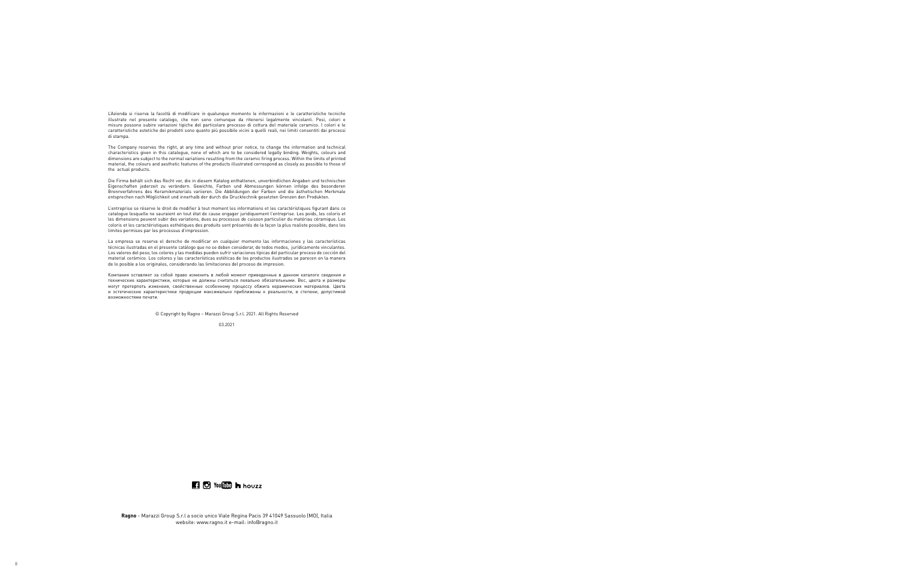L'Azienda si riserva la facoltà di modificare in qualunque momento le informazioni e le caratteristiche tecniche illustrate nel presente catalogo, che non sono comunque da ritenersi legalmente vincolanti. Pesi, colori e misure possono subire variazioni tipiche del particolare processo di cottura del materiale ceramico. I colori e le caratteristiche estetiche dei prodotti sono quanto più possibile vicini a quelli reali, nei limiti consentiti dai processi di stampa.

The Company reserves the right, at any time and without prior notice, to change the information and technical characteristics given in this catalogue, none of which are to be considered legally binding. Weights, colours and dimensions are subject to the normal variations resulting from the ceramic firing process. Within the limits of printed material, the colours and aesthetic features of the products illustrated correspond as closely as possible to those of the actual products.

Die Firma behält sich das Recht vor, die in diesem Katalog enthaltenen, unverbindlichen Angaben und technischen Eigenschaften jederzeit zu verändern. Gewichte, Farben und Abmessungen können infolge des besonderen Brennverfahrens des Keramikmaterials variieren. Die Abbildungen der Farben und die ästhetischen Merkmale entsprechen nach Möglichkeit und innerhalb der durch die Drucktechnik gesetzten Grenzen den Produkten.

L'entreprise se réserve le droit de modifier à tout moment les informations et les caractéristiques figurant dans ce catalogue lesquelle ne sauraient en tout état de cause engager juridiquement l'entreprise. Les poids, les coloris et les dimensions peuvent subir des variations, dues au processus de cuisson particulier du matériau céramique. Les coloris et les caractéristiques esthétiques des produits sont présentés de la façon la plus realiste possible, dans les limites permises par les processus d'impression.

La empresa se reserva el derecho de modificar en cualquier momento las informaciones y las características técnicas ilustradas en el presente catálogo que no se deben considerar, de todos modos, jurídicamente vinculantes. Los valores del peso, los colores y las medidas pueden sufrir variaciones típicas del particular proceso de cocción del material cerámico. Los colores y las características estéticas de los productos ilustrados se parecen en la manera de lo posible a los originales, considerando las limitaciones del proceso de impresion.

Компания оставляет за собой право изменить в любой момент приведенные в данном каталоге сведения и технические характеристики, которые не должны считаться леяально обязательными. Вес, цвета и размеры могут претерпеть изменения, свойственные особенному процессу обжига керамических материалов. Цвета и эстетические характеристики продукции максимально приближены к реальности, в степени, допустимой возможностями печати.

© Copyright by Ragno – Marazzi Group S.r.l. 2021. All Rights Reserved

03.2021

**Ragno** - Marazzi Group S.r.l a socio unico Viale Regina Pacis 39 41049 Sassuolo (MO), Italia
website: www.ragno.it e-mail: info@ragno.it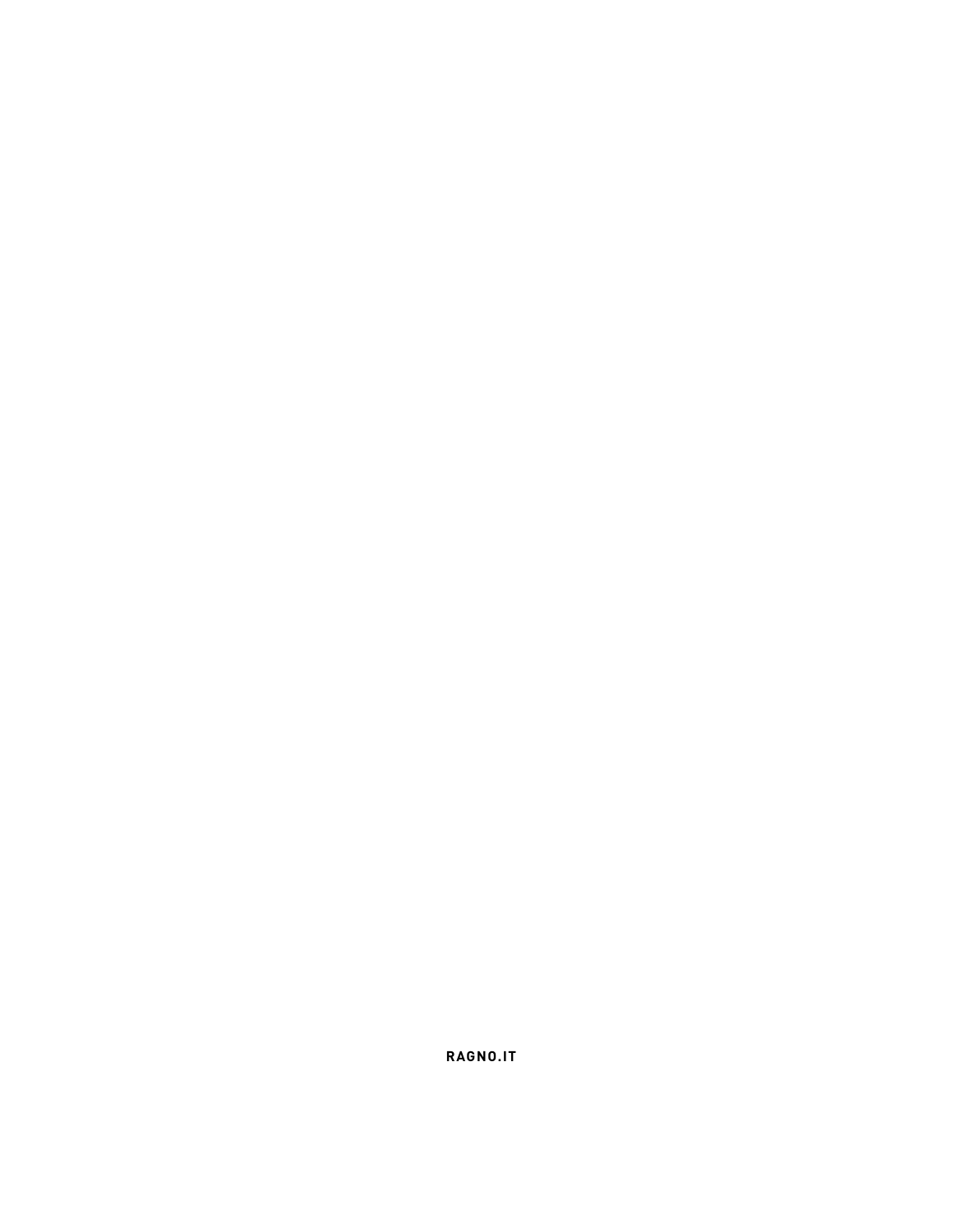**RAGNO.IT**